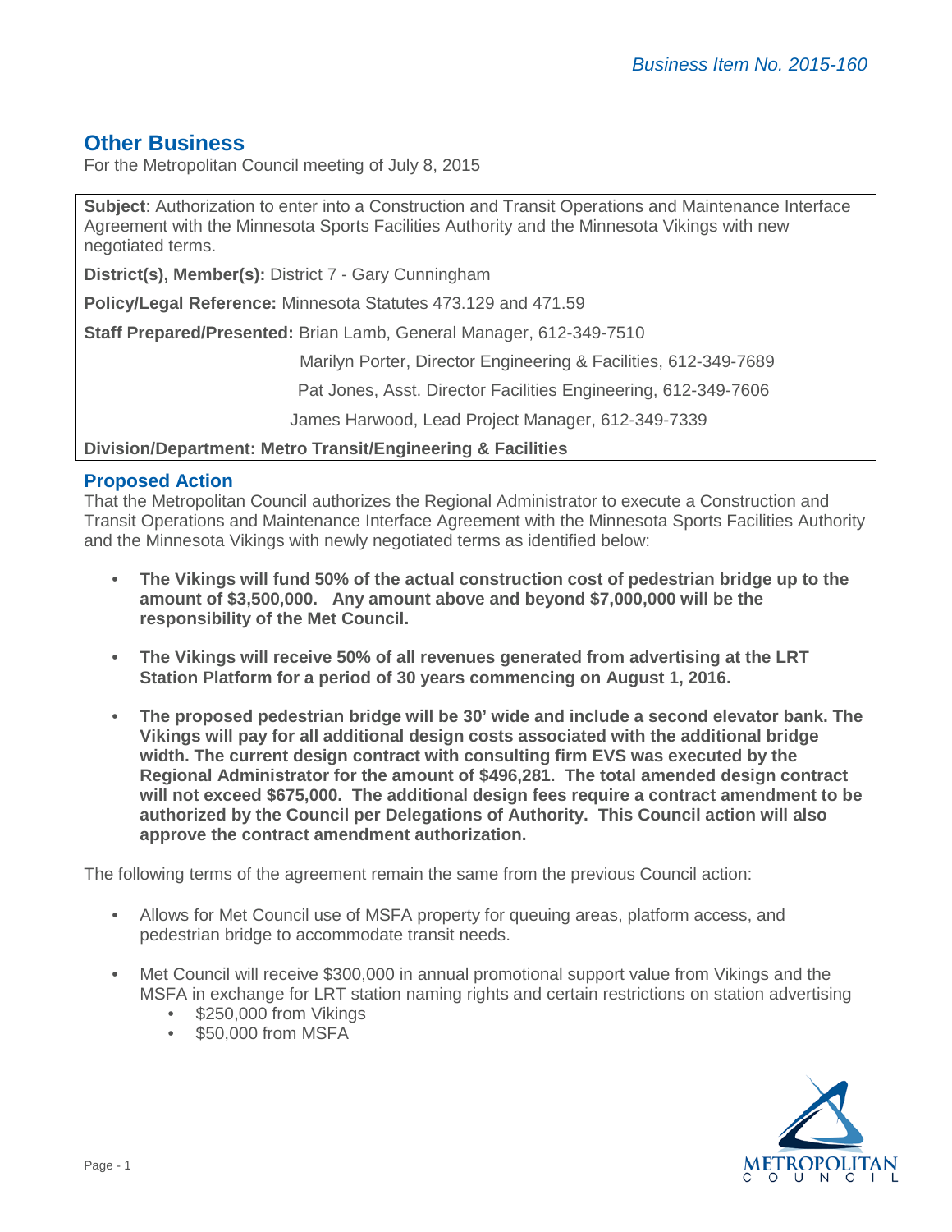*Business Item No. 2015-160*

## Other Business

For the Metropolitan Council meeting of July 8, 2015

**Subject**: Authorization to enter into a Construction and Transit Operations and Maintenance Interface Agreement with the Minnesota Sports Facilities Authority and the Minnesota Vikings with new negotiated terms.

**District(s), Member(s):** District 7 - Gary Cunningham

**Policy/Legal Reference:** Minnesota Statutes 473.129 and 471.59

**Staff Prepared/Presented:** Brian Lamb, General Manager, 612-349-7510

Marilyn Porter, Director Engineering & Facilities, 612-349-7689

Pat Jones, Asst. Director Facilities Engineering, 612-349-7606

James Harwood, Lead Project Manager, 612-349-7339

**Division/Department: Metro Transit/Engineering & Facilities**

## Proposed Action

That the Metropolitan Council authorizes the Regional Administrator to execute a Construction and Transit Operations and Maintenance Interface Agreement with the Minnesota Sports Facilities Authority and the Minnesota Vikings with newly negotiated terms as identified below:

- **The Vikings will fund 50% of the actual construction cost of pedestrian bridge up to the amount of $3,500,000. Any amount above and beyond $7,000,000 will be the responsibility of the Met Council.**
- **The Vikings will receive 50% of all revenues generated from advertising at the LRT Station Platform for a period of 30 years commencing on August 1, 2016.**
- **The proposed pedestrian bridge will be 30' wide and include a second elevator bank. The Vikings will pay for all additional design costs associated with the additional bridge width. The current design contract with consulting firm EVS was executed by the Regional Administrator for the amount of $496,281. The total amended design contract will not exceed $675,000. The additional design fees require a contract amendment to be authorized by the Council per Delegations of Authority. This Council action will also approve the contract amendment authorization.**

The following terms of the agreement remain the same from the previous Council action:

- Allows for Met Council use of MSFA property for queuing areas, platform access, and pedestrian bridge to accommodate transit needs.
- Met Council will receive $300,000 in annual promotional support value from Vikings and the MSFA in exchange for LRT station naming rights and certain restrictions on station advertising
  - $250,000 from Vikings
  - $50,000 from MSFA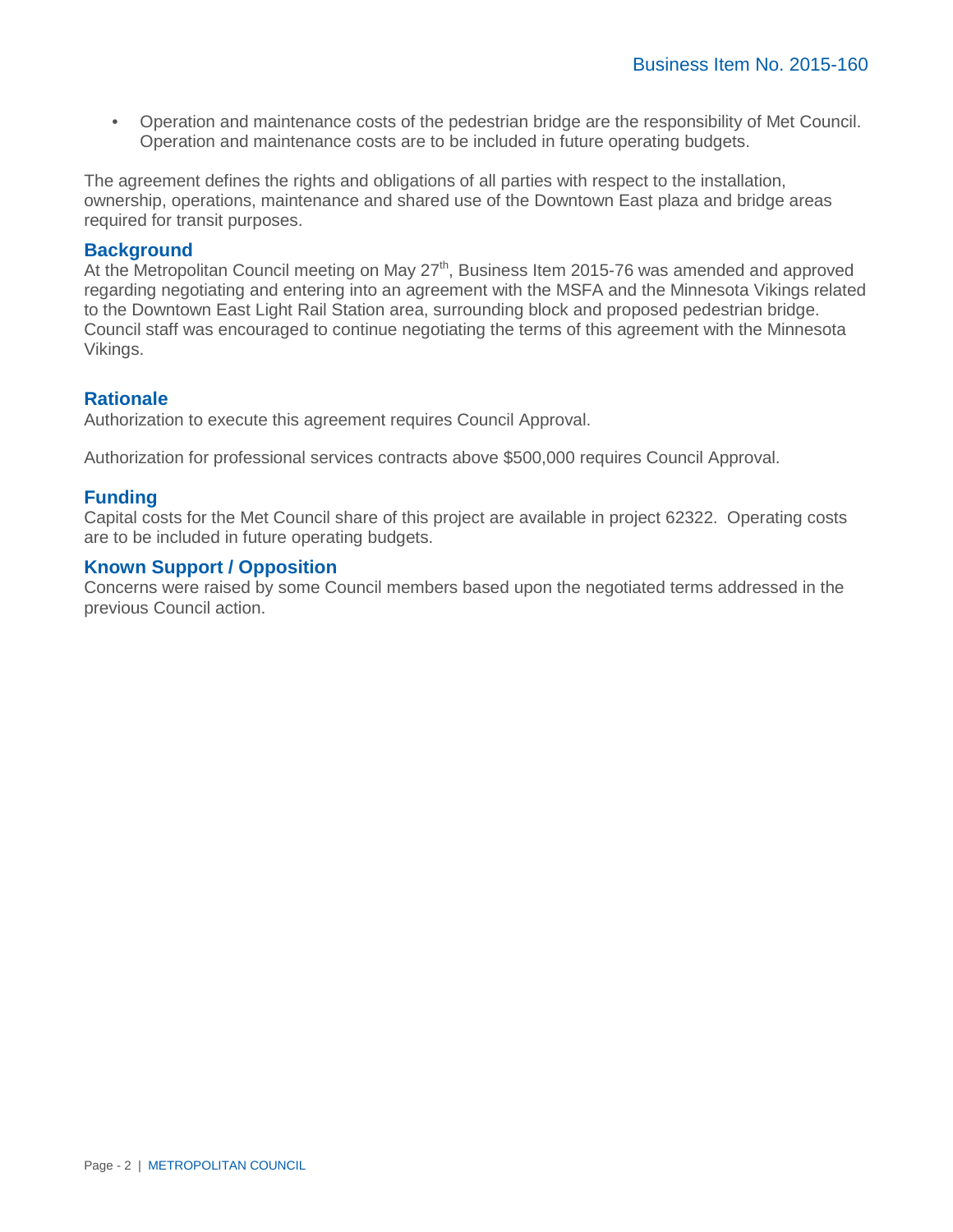- Operation and maintenance costs of the pedestrian bridge are the responsibility of Met Council. Operation and maintenance costs are to be included in future operating budgets.

The agreement defines the rights and obligations of all parties with respect to the installation, ownership, operations, maintenance and shared use of the Downtown East plaza and bridge areas required for transit purposes.

## Background

At the Metropolitan Council meeting on May 27th, Business Item 2015-76 was amended and approved regarding negotiating and entering into an agreement with the MSFA and the Minnesota Vikings related to the Downtown East Light Rail Station area, surrounding block and proposed pedestrian bridge. Council staff was encouraged to continue negotiating the terms of this agreement with the Minnesota Vikings.

## Rationale

Authorization to execute this agreement requires Council Approval.

Authorization for professional services contracts above $500,000 requires Council Approval.

## Funding

Capital costs for the Met Council share of this project are available in project 62322. Operating costs are to be included in future operating budgets.

## Known Support / Opposition

Concerns were raised by some Council members based upon the negotiated terms addressed in the previous Council action.